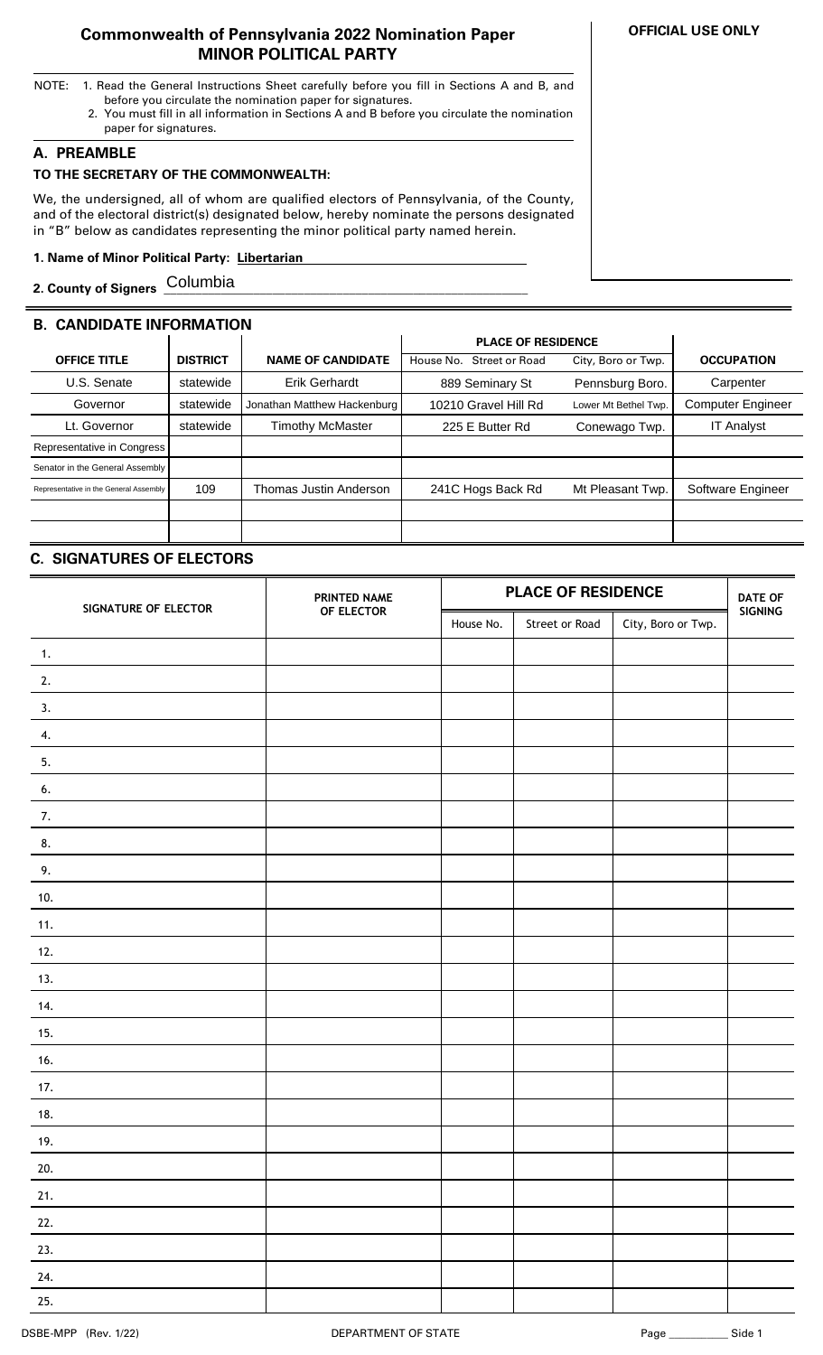# Commonwealth of Pennsylvania 2022 Nomination Paper
## MINOR POLITICAL PARTY

**OFFICIAL USE ONLY**

NOTE:
1. Read the General Instructions Sheet carefully before you fill in Sections A and B, and before you circulate the nomination paper for signatures.
2. You must fill in all information in Sections A and B before you circulate the nomination paper for signatures.

## A. PREAMBLE

**TO THE SECRETARY OF THE COMMONWEALTH:**

We, the undersigned, all of whom are qualified electors of Pennsylvania, of the County, and of the electoral district(s) designated below, hereby nominate the persons designated in "B" below as candidates representing the minor political party named herein.

**1. Name of Minor Political Party:** **Libertarian**

**2. County of Signers** Columbia

## B. CANDIDATE INFORMATION

| OFFICE TITLE | DISTRICT | NAME OF CANDIDATE | PLACE OF RESIDENCE | | OCCUPATION |
|---|---|---|---|---|---|
| | | | House No. Street or Road | City, Boro or Twp. | |
| U.S. Senate | statewide | Erik Gerhardt | 889 Seminary St | Pennsburg Boro. | Carpenter |
| Governor | statewide | Jonathan Matthew Hackenburg | 10210 Gravel Hill Rd | Lower Mt Bethel Twp. | Computer Engineer |
| Lt. Governor | statewide | Timothy McMaster | 225 E Butter Rd | Conewago Twp. | IT Analyst |
| Representative in Congress | | | | | |
| Senator in the General Assembly | | | | | |
| Representative in the General Assembly | 109 | Thomas Justin Anderson | 241C Hogs Back Rd | Mt Pleasant Twp. | Software Engineer |
| | | | | | |
| | | | | | |

## C. SIGNATURES OF ELECTORS

| SIGNATURE OF ELECTOR | PRINTED NAME OF ELECTOR | PLACE OF RESIDENCE | | | DATE OF SIGNING |
|---|---|---|---|---|---|
| | | House No. | Street or Road | City, Boro or Twp. | |
| 1. | | | | | |
| 2. | | | | | |
| 3. | | | | | |
| 4. | | | | | |
| 5. | | | | | |
| 6. | | | | | |
| 7. | | | | | |
| 8. | | | | | |
| 9. | | | | | |
| 10. | | | | | |
| 11. | | | | | |
| 12. | | | | | |
| 13. | | | | | |
| 14. | | | | | |
| 15. | | | | | |
| 16. | | | | | |
| 17. | | | | | |
| 18. | | | | | |
| 19. | | | | | |
| 20. | | | | | |
| 21. | | | | | |
| 22. | | | | | |
| 23. | | | | | |
| 24. | | | | | |
| 25. | | | | | |

DSBE-MPP (Rev. 1/22) DEPARTMENT OF STATE Page __________ Side 1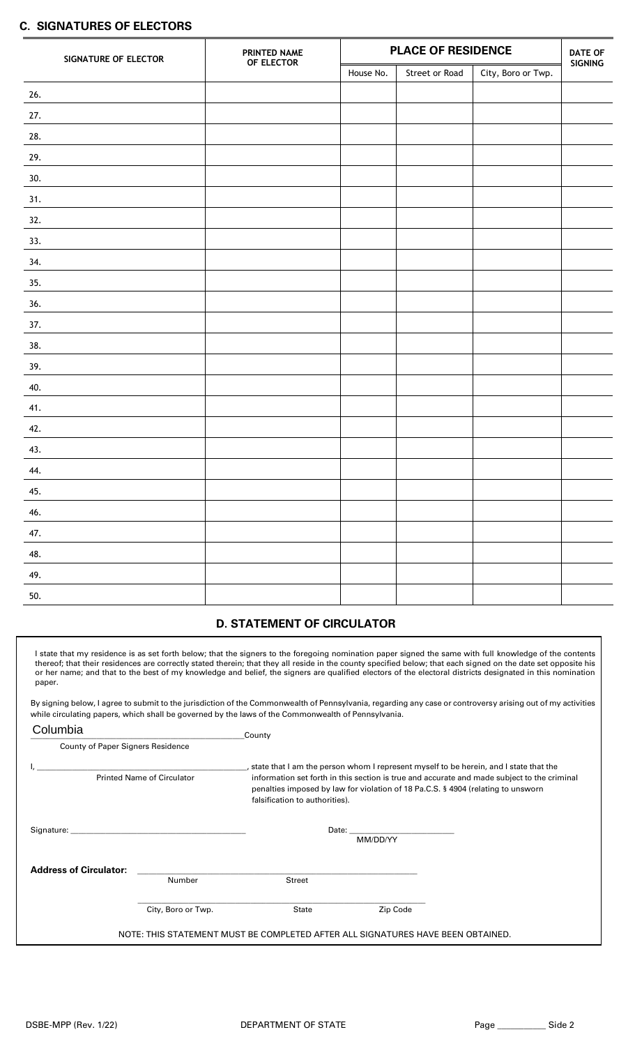## C. SIGNATURES OF ELECTORS

| SIGNATURE OF ELECTOR | PRINTED NAME OF ELECTOR | PLACE OF RESIDENCE | | | DATE OF SIGNING |
|---|---|---|---|---|---|
| | | House No. | Street or Road | City, Boro or Twp. | |
| 26. | | | | | |
| 27. | | | | | |
| 28. | | | | | |
| 29. | | | | | |
| 30. | | | | | |
| 31. | | | | | |
| 32. | | | | | |
| 33. | | | | | |
| 34. | | | | | |
| 35. | | | | | |
| 36. | | | | | |
| 37. | | | | | |
| 38. | | | | | |
| 39. | | | | | |
| 40. | | | | | |
| 41. | | | | | |
| 42. | | | | | |
| 43. | | | | | |
| 44. | | | | | |
| 45. | | | | | |
| 46. | | | | | |
| 47. | | | | | |
| 48. | | | | | |
| 49. | | | | | |
| 50. | | | | | |

## D. STATEMENT OF CIRCULATOR

I state that my residence is as set forth below; that the signers to the foregoing nomination paper signed the same with full knowledge of the contents thereof; that their residences are correctly stated therein; that they all reside in the county specified below; that each signed on the date set opposite his or her name; and that to the best of my knowledge and belief, the signers are qualified electors of the electoral districts designated in this nomination paper.

By signing below, I agree to submit to the jurisdiction of the Commonwealth of Pennsylvania, regarding any case or controversy arising out of my activities while circulating papers, which shall be governed by the laws of the Commonwealth of Pennsylvania.

Columbia County
County of Paper Signers Residence

I, ______________________, state that I am the person whom I represent myself to be herein, and I state that the information set forth in this section is true and accurate and made subject to the criminal penalties imposed by law for violation of 18 Pa.C.S. § 4904 (relating to unsworn falsification to authorities).
Printed Name of Circulator

Signature: ______________________ Date: ______________________
MM/DD/YY

**Address of Circulator:** ______________________
Number Street

______________________
City, Boro or Twp. State Zip Code

NOTE: THIS STATEMENT MUST BE COMPLETED AFTER ALL SIGNATURES HAVE BEEN OBTAINED.

DSBE-MPP (Rev. 1/22) DEPARTMENT OF STATE Page ________ Side 2